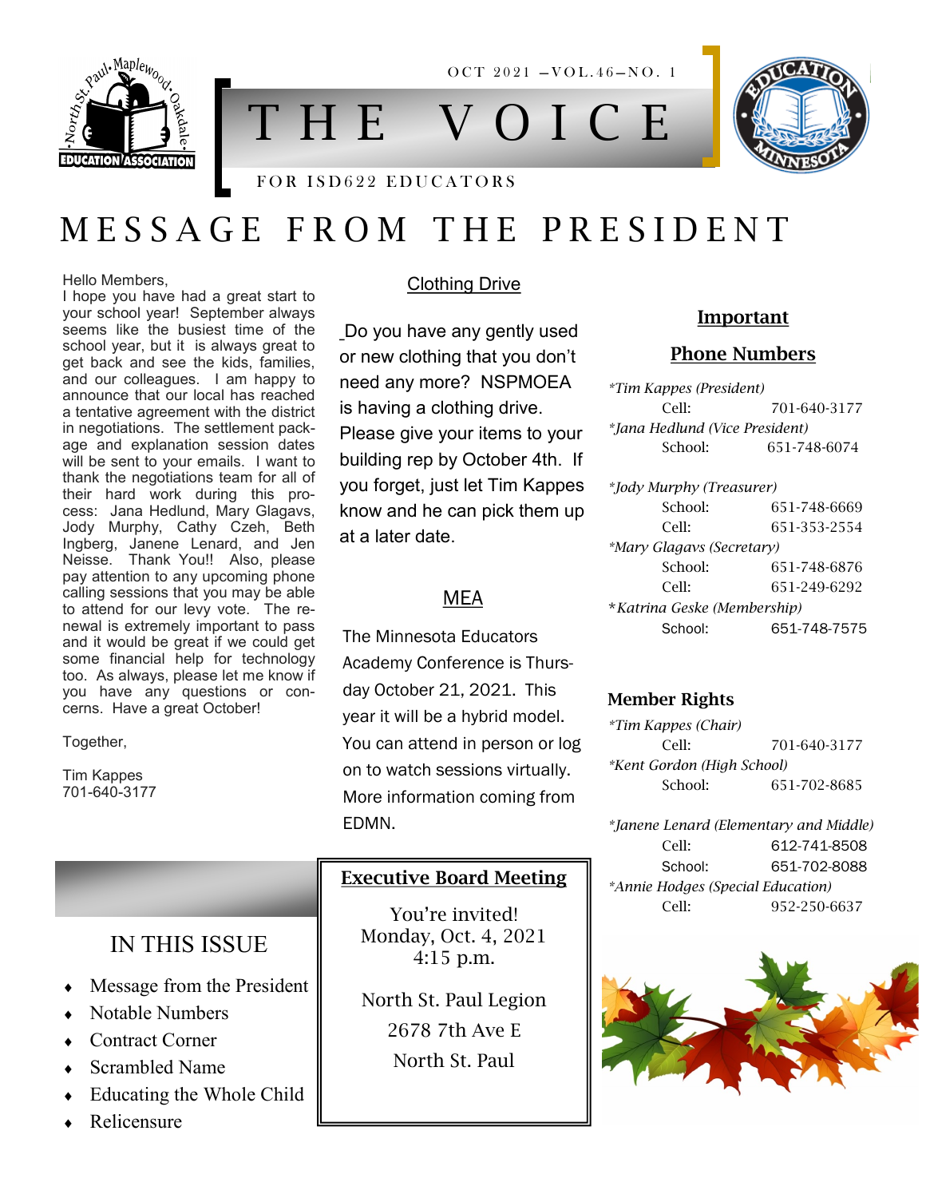OCT 2021 –VOL.46–NO. 1

# THE VOICE

FOR ISD622 EDUCATORS

## MESSAGE FROM THE PRESIDENT

Hello Members,

I hope you have had a great start to your school year! September always seems like the busiest time of the school year, but it is always great to get back and see the kids, families, and our colleagues. I am happy to announce that our local has reached a tentative agreement with the district in negotiations. The settlement package and explanation session dates will be sent to your emails. I want to thank the negotiations team for all of their hard work during this process: Jana Hedlund, Mary Glagavs, Jody Murphy, Cathy Czeh, Beth Ingberg, Janene Lenard, and Jen Neisse. Thank You!! Also, please pay attention to any upcoming phone calling sessions that you may be able to attend for our levy vote. The renewal is extremely important to pass and it would be great if we could get some financial help for technology too. As always, please let me know if you have any questions or concerns. Have a great October!

Together,

Tim Kappes
701-640-3177

### Clothing Drive

Do you have any gently used or new clothing that you don't need any more? NSPMOEA is having a clothing drive. Please give your items to your building rep by October 4th. If you forget, just let Tim Kappes know and he can pick them up at a later date.

### MEA

The Minnesota Educators Academy Conference is Thursday October 21, 2021. This year it will be a hybrid model. You can attend in person or log on to watch sessions virtually. More information coming from EDMN.

### Important Phone Numbers

*Tim Kappes (President)*
Cell: 701-640-3177

*Jana Hedlund (Vice President)*
School: 651-748-6074

*Jody Murphy (Treasurer)*
School: 651-748-6669
Cell: 651-353-2554

*Mary Glagavs (Secretary)*
School: 651-748-6876
Cell: 651-249-6292

*Katrina Geske (Membership)*
School: 651-748-7575

### Member Rights

*Tim Kappes (Chair)*
Cell: 701-640-3177

*Kent Gordon (High School)*
School: 651-702-8685

*Janene Lenard (Elementary and Middle)*
Cell: 612-741-8508
School: 651-702-8088

*Annie Hodges (Special Education)*
Cell: 952-250-6637

### IN THIS ISSUE

- Message from the President
- Notable Numbers
- Contract Corner
- Scrambled Name
- Educating the Whole Child
- Relicensure

### Executive Board Meeting

You're invited!
Monday, Oct. 4, 2021
4:15 p.m.

North St. Paul Legion
2678 7th Ave E
North St. Paul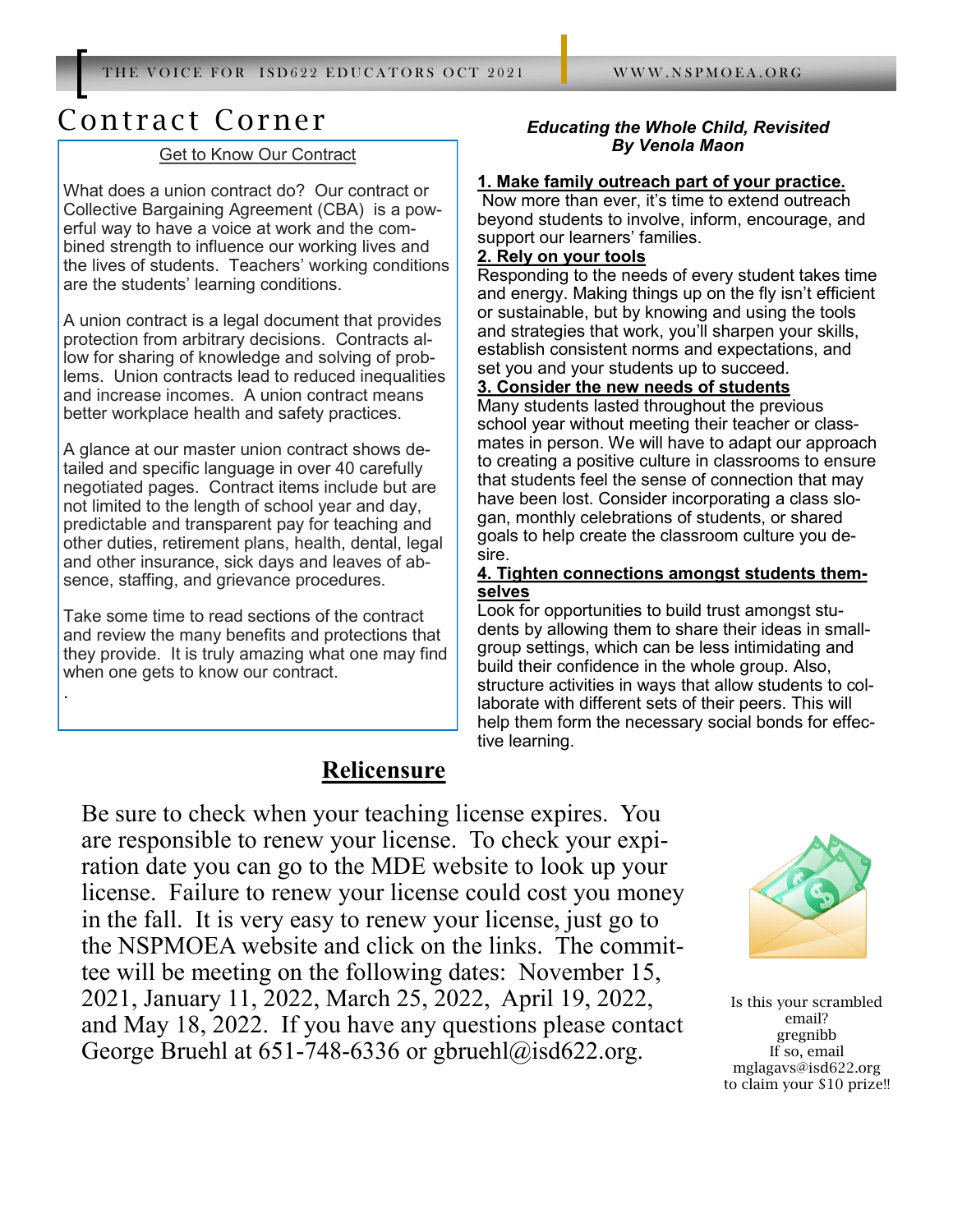# Contract Corner

### Get to Know Our Contract

What does a union contract do? Our contract or Collective Bargaining Agreement (CBA) is a powerful way to have a voice at work and the combined strength to influence our working lives and the lives of students. Teachers' working conditions are the students' learning conditions.

A union contract is a legal document that provides protection from arbitrary decisions. Contracts allow for sharing of knowledge and solving of problems. Union contracts lead to reduced inequalities and increase incomes. A union contract means better workplace health and safety practices.

A glance at our master union contract shows detailed and specific language in over 40 carefully negotiated pages. Contract items include but are not limited to the length of school year and day, predictable and transparent pay for teaching and other duties, retirement plans, health, dental, legal and other insurance, sick days and leaves of absence, staffing, and grievance procedures.

Take some time to read sections of the contract and review the many benefits and protections that they provide. It is truly amazing what one may find when one gets to know our contract.

.

### *Educating the Whole Child, Revisited*
### *By Venola Maon*

**1. Make family outreach part of your practice.**

Now more than ever, it's time to extend outreach beyond students to involve, inform, encourage, and support our learners' families.

**2. Rely on your tools**

Responding to the needs of every student takes time and energy. Making things up on the fly isn't efficient or sustainable, but by knowing and using the tools and strategies that work, you'll sharpen your skills, establish consistent norms and expectations, and set you and your students up to succeed.

**3. Consider the new needs of students**

Many students lasted throughout the previous school year without meeting their teacher or classmates in person. We will have to adapt our approach to creating a positive culture in classrooms to ensure that students feel the sense of connection that may have been lost. Consider incorporating a class slogan, monthly celebrations of students, or shared goals to help create the classroom culture you desire.

**4. Tighten connections amongst students themselves**

Look for opportunities to build trust amongst students by allowing them to share their ideas in small-group settings, which can be less intimidating and build their confidence in the whole group. Also, structure activities in ways that allow students to collaborate with different sets of their peers. This will help them form the necessary social bonds for effective learning.

## Relicensure

Be sure to check when your teaching license expires. You are responsible to renew your license. To check your expiration date you can go to the MDE website to look up your license. Failure to renew your license could cost you money in the fall. It is very easy to renew your license, just go to the NSPMOEA website and click on the links. The committee will be meeting on the following dates: November 15, 2021, January 11, 2022, March 25, 2022, April 19, 2022, and May 18, 2022. If you have any questions please contact George Bruehl at 651-748-6336 or gbruehl@isd622.org.

Is this your scrambled email?
gregnibb
If so, email mglagavs@isd622.org to claim your $10 prize!!